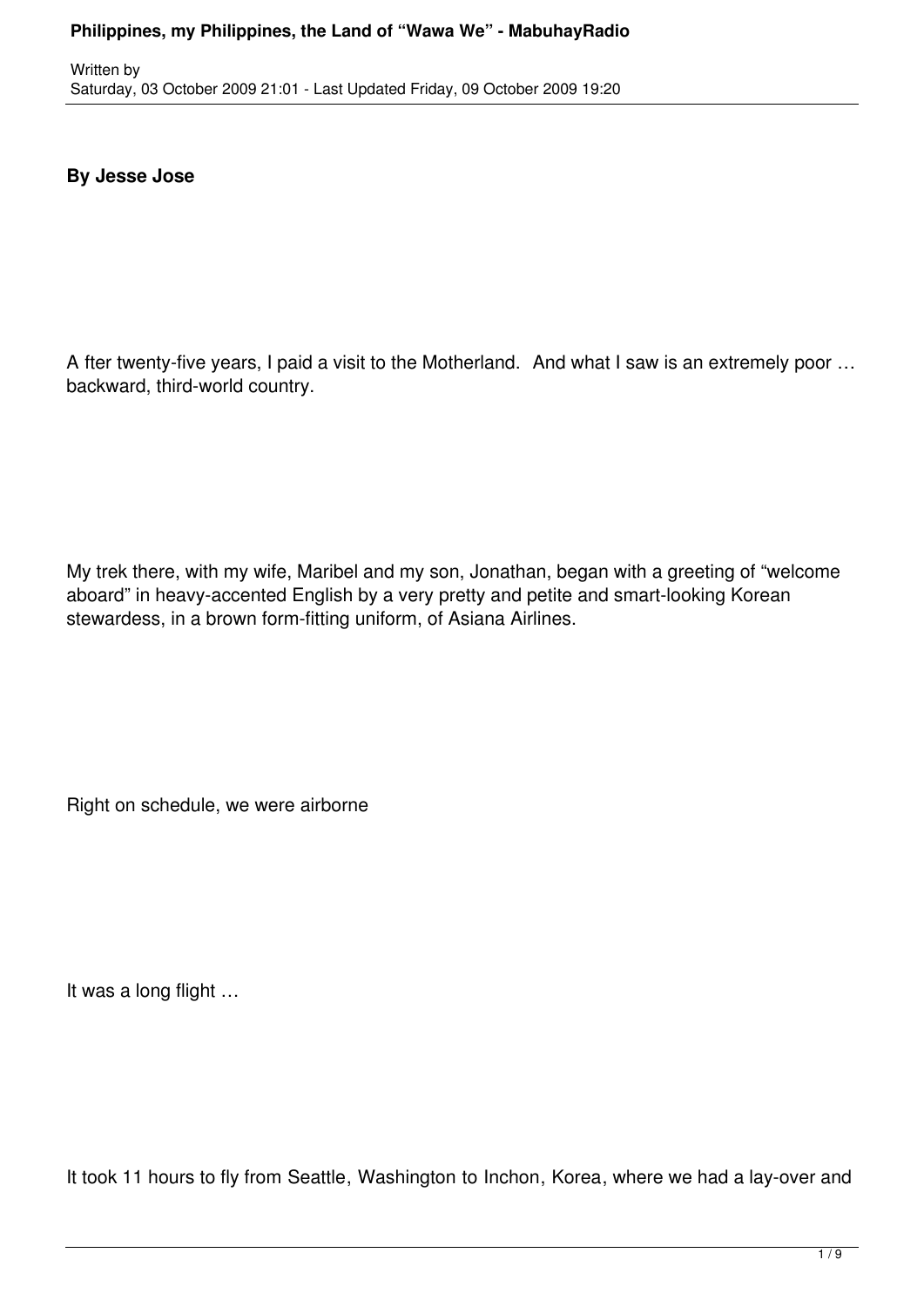**By Jesse Jose**

A fter twenty-five years, I paid a visit to the Motherland. And what I saw is an extremely poor … backward, third-world country.

My trek there, with my wife, Maribel and my son, Jonathan, began with a greeting of "welcome aboard" in heavy-accented English by a very pretty and petite and smart-looking Korean stewardess, in a brown form-fitting uniform, of Asiana Airlines.

Right on schedule, we were airborne

It was a long flight …

It took 11 hours to fly from Seattle, Washington to Inchon, Korea, where we had a lay-over and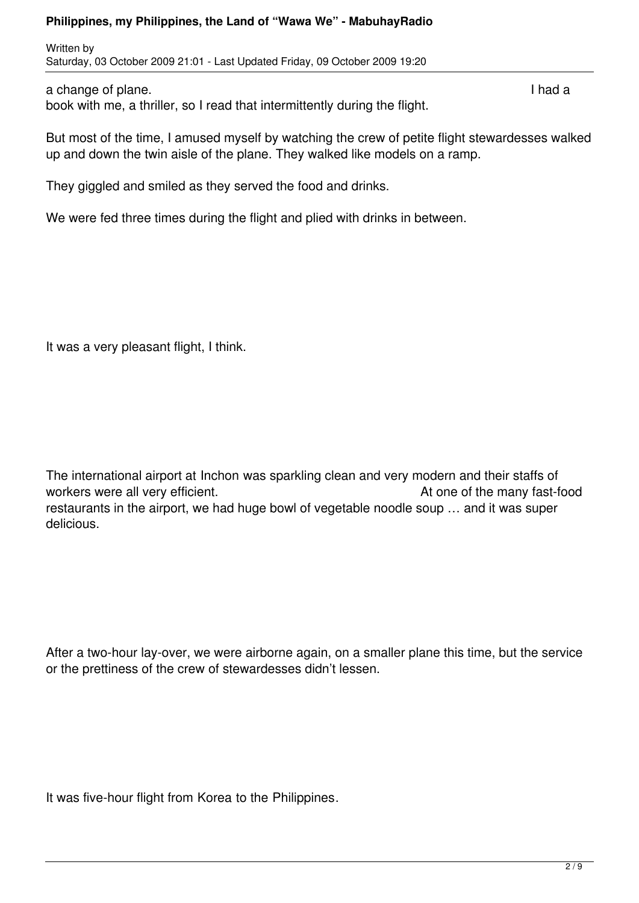a change of plane. I had a book with me, a thriller, so I read that intermittently during the flight.

But most of the time, I amused myself by watching the crew of petite flight stewardesses walked up and down the twin aisle of the plane. They walked like models on a ramp.

They giggled and smiled as they served the food and drinks.

We were fed three times during the flight and plied with drinks in between.

It was a very pleasant flight, I think.

The international airport at Inchon was sparkling clean and very modern and their staffs of workers were all very efficient. At one of the many fast-food restaurants in the airport, we had huge bowl of vegetable noodle soup … and it was super delicious.

After a two-hour lay-over, we were airborne again, on a smaller plane this time, but the service or the prettiness of the crew of stewardesses didn't lessen.

It was five-hour flight from Korea to the Philippines.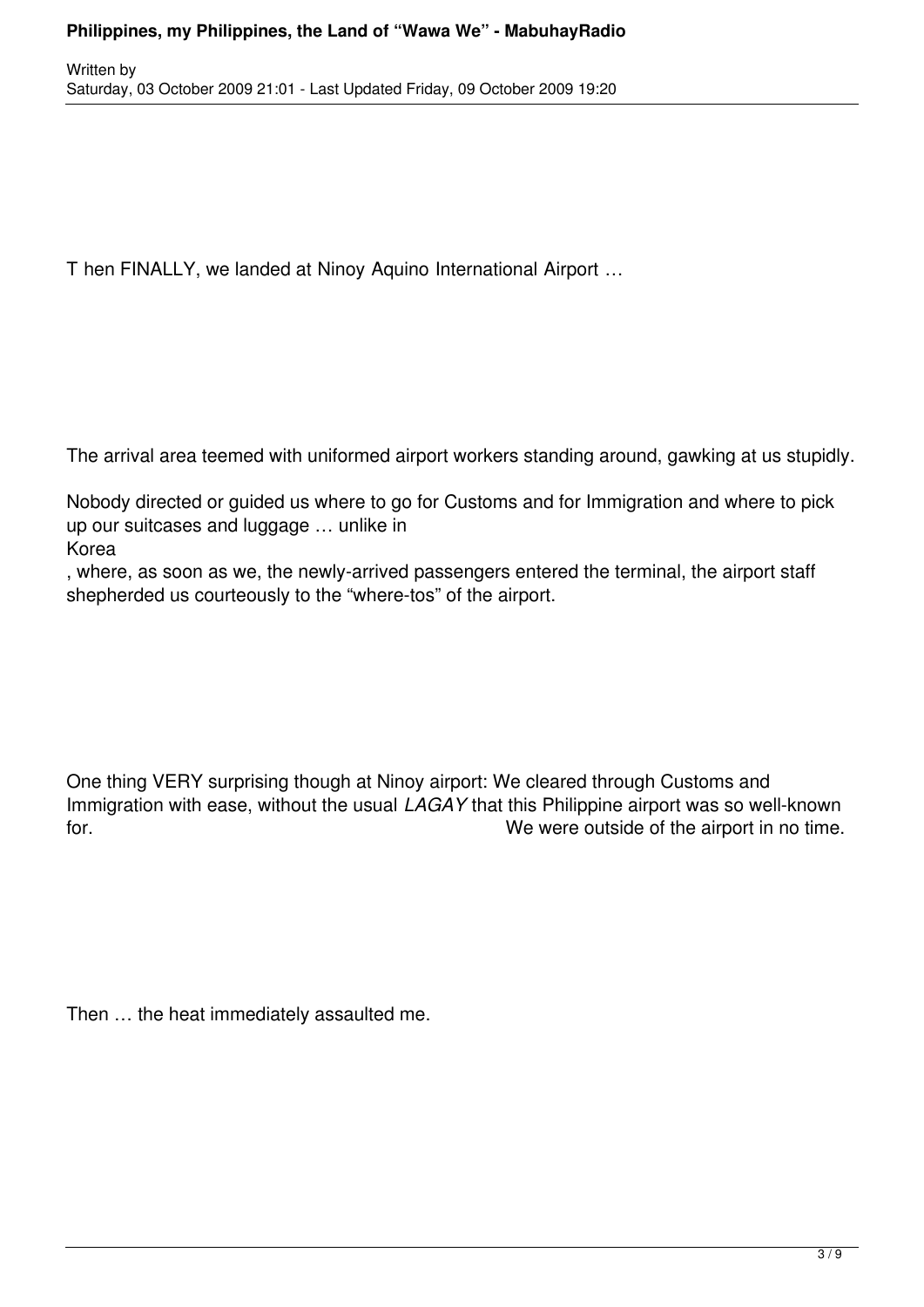Then FINALLY, we landed at Ninoy Aquino International Airport …

The arrival area teemed with uniformed airport workers standing around, gawking at us stupidly.

Nobody directed or guided us where to go for Customs and for Immigration and where to pick up our suitcases and luggage … unlike in Korea, where, as soon as we, the newly-arrived passengers entered the terminal, the airport staff shepherded us courteously to the "where-tos" of the airport.

One thing VERY surprising though at Ninoy airport: We cleared through Customs and Immigration with ease, without the usual *LAGAY* that this Philippine airport was so well-known for. We were outside of the airport in no time.

Then … the heat immediately assaulted me.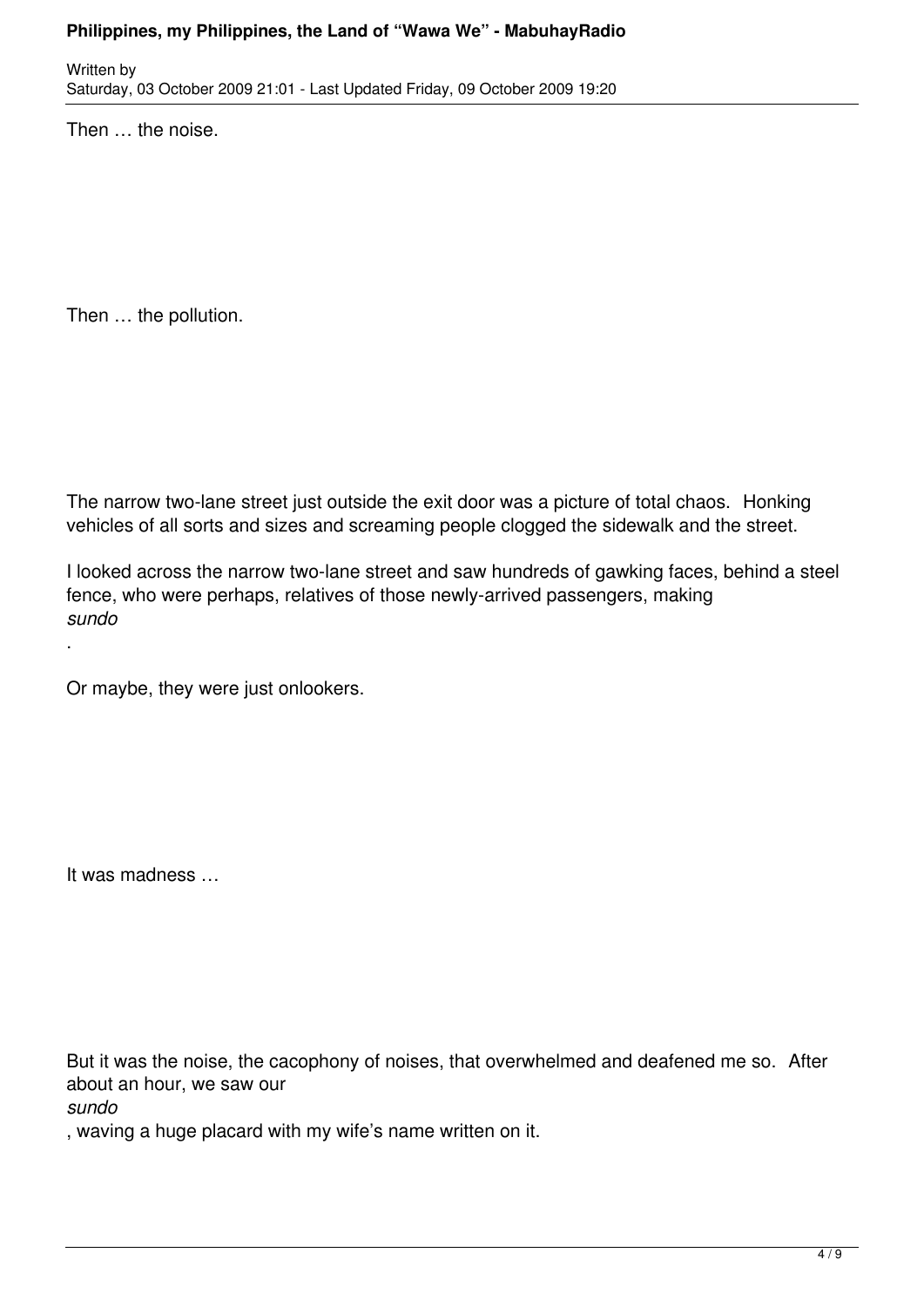Then … the noise.

Then … the pollution.

The narrow two-lane street just outside the exit door was a picture of total chaos. Honking vehicles of all sorts and sizes and screaming people clogged the sidewalk and the street.

I looked across the narrow two-lane street and saw hundreds of gawking faces, behind a steel fence, who were perhaps, relatives of those newly-arrived passengers, making *sundo*.

Or maybe, they were just onlookers.

It was madness …

But it was the noise, the cacophony of noises, that overwhelmed and deafened me so. After about an hour, we saw our *sundo*, waving a huge placard with my wife's name written on it.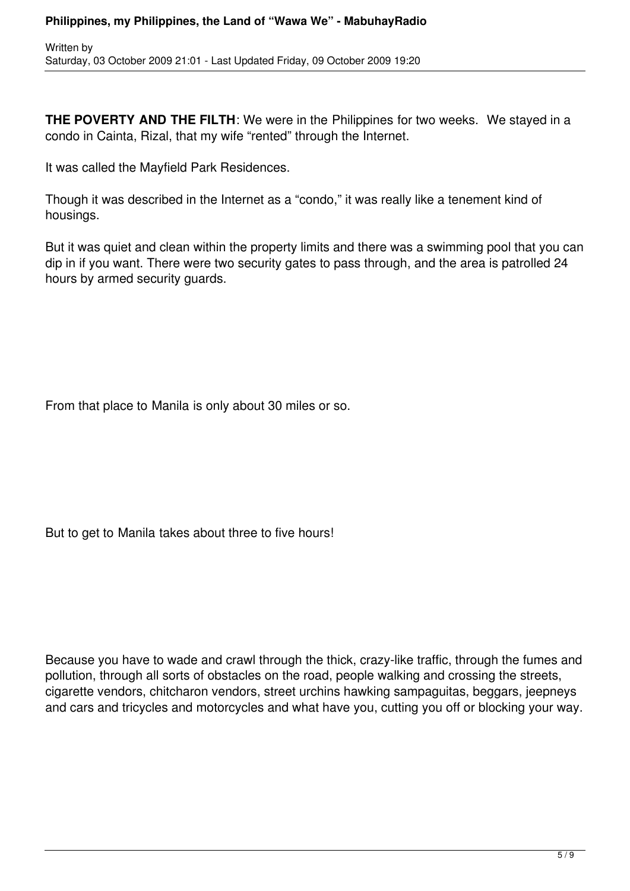**THE POVERTY AND THE FILTH**: We were in the Philippines for two weeks. We stayed in a condo in Cainta, Rizal, that my wife "rented" through the Internet.

It was called the Mayfield Park Residences.

Though it was described in the Internet as a "condo," it was really like a tenement kind of housings.

But it was quiet and clean within the property limits and there was a swimming pool that you can dip in if you want. There were two security gates to pass through, and the area is patrolled 24 hours by armed security guards.

From that place to Manila is only about 30 miles or so.

But to get to Manila takes about three to five hours!

Because you have to wade and crawl through the thick, crazy-like traffic, through the fumes and pollution, through all sorts of obstacles on the road, people walking and crossing the streets, cigarette vendors, chitcharon vendors, street urchins hawking sampaguitas, beggars, jeepneys and cars and tricycles and motorcycles and what have you, cutting you off or blocking your way.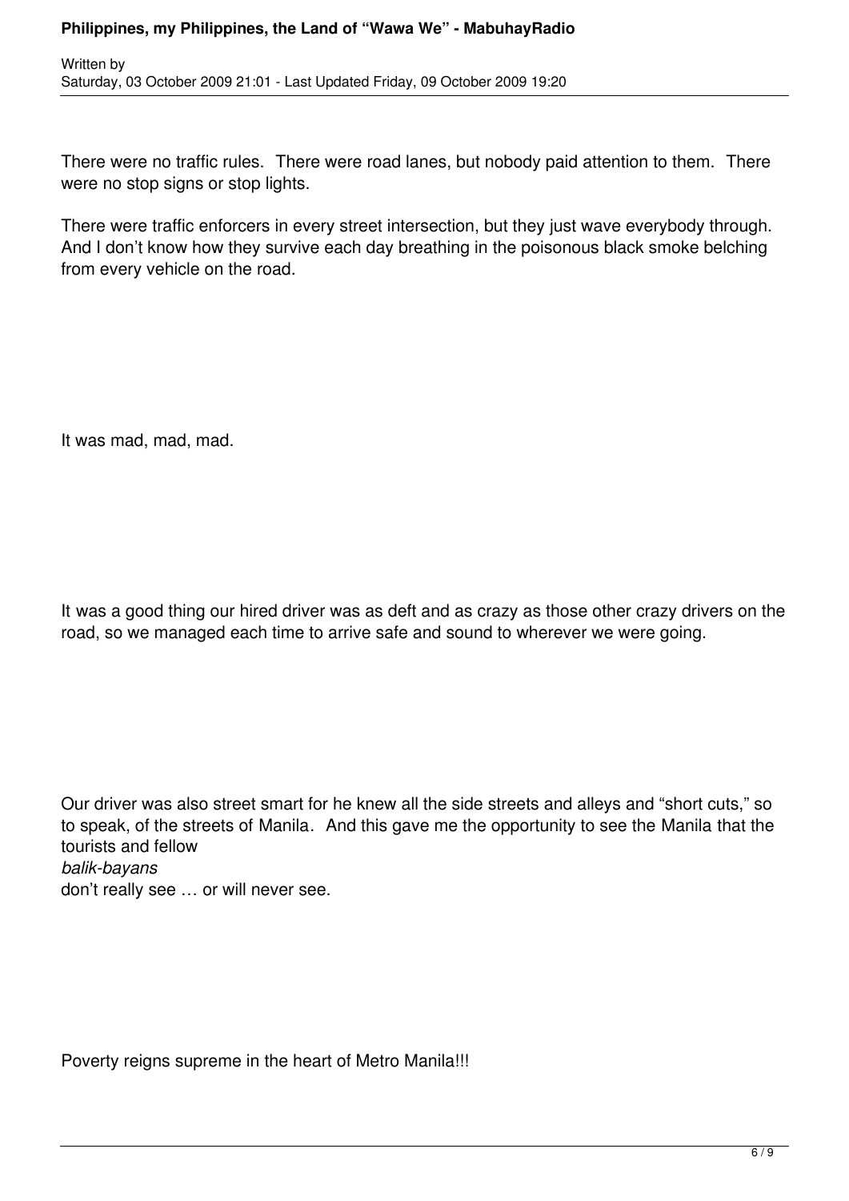There were no traffic rules. There were road lanes, but nobody paid attention to them. There were no stop signs or stop lights.

There were traffic enforcers in every street intersection, but they just wave everybody through. And I don't know how they survive each day breathing in the poisonous black smoke belching from every vehicle on the road.

It was mad, mad, mad.

It was a good thing our hired driver was as deft and as crazy as those other crazy drivers on the road, so we managed each time to arrive safe and sound to wherever we were going.

Our driver was also street smart for he knew all the side streets and alleys and "short cuts," so to speak, of the streets of Manila. And this gave me the opportunity to see the Manila that the tourists and fellow *balik-bayans* don't really see … or will never see.

Poverty reigns supreme in the heart of Metro Manila!!!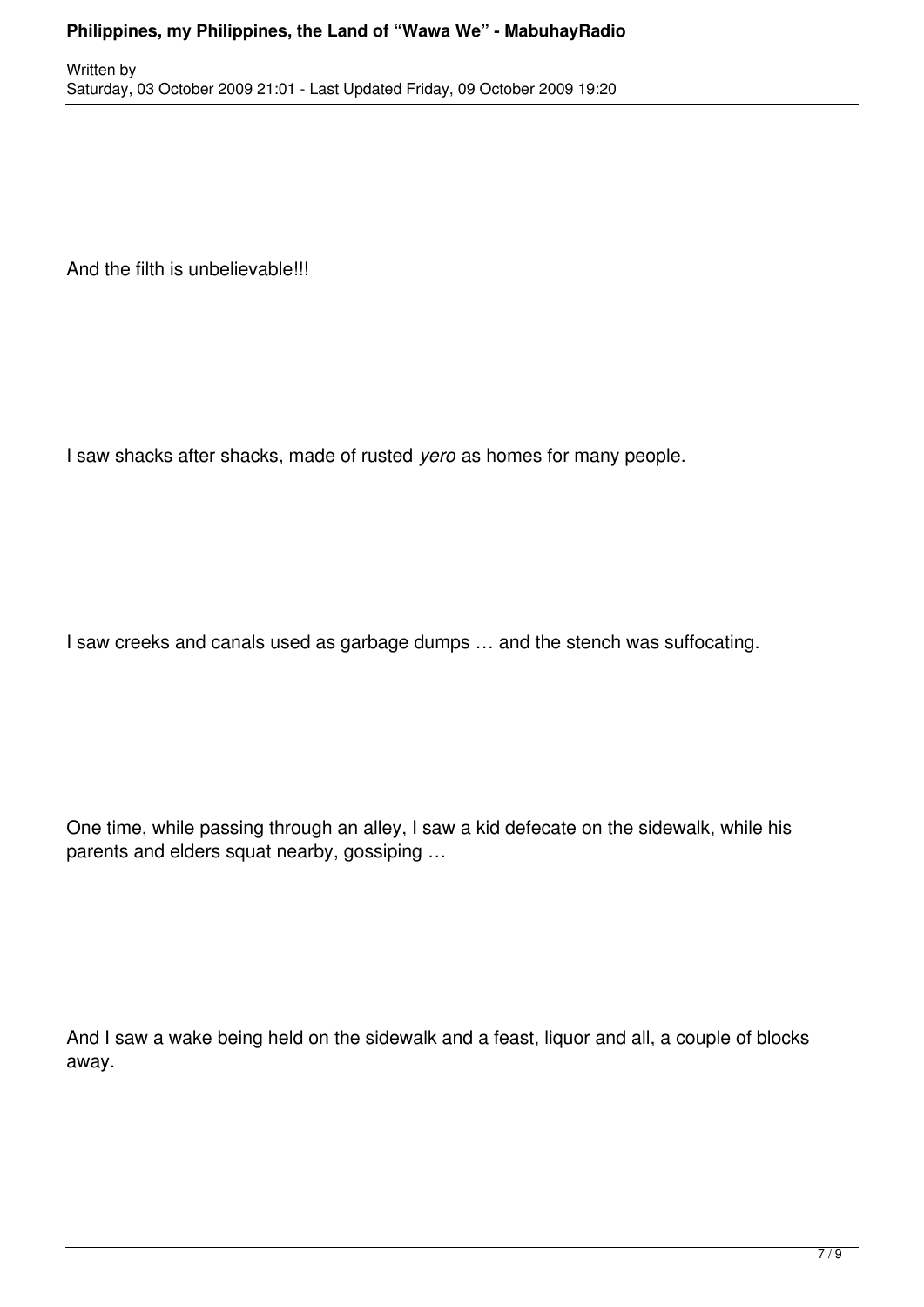And the filth is unbelievable!!!

I saw shacks after shacks, made of rusted *yero* as homes for many people.

I saw creeks and canals used as garbage dumps … and the stench was suffocating.

One time, while passing through an alley, I saw a kid defecate on the sidewalk, while his parents and elders squat nearby, gossiping …

And I saw a wake being held on the sidewalk and a feast, liquor and all, a couple of blocks away.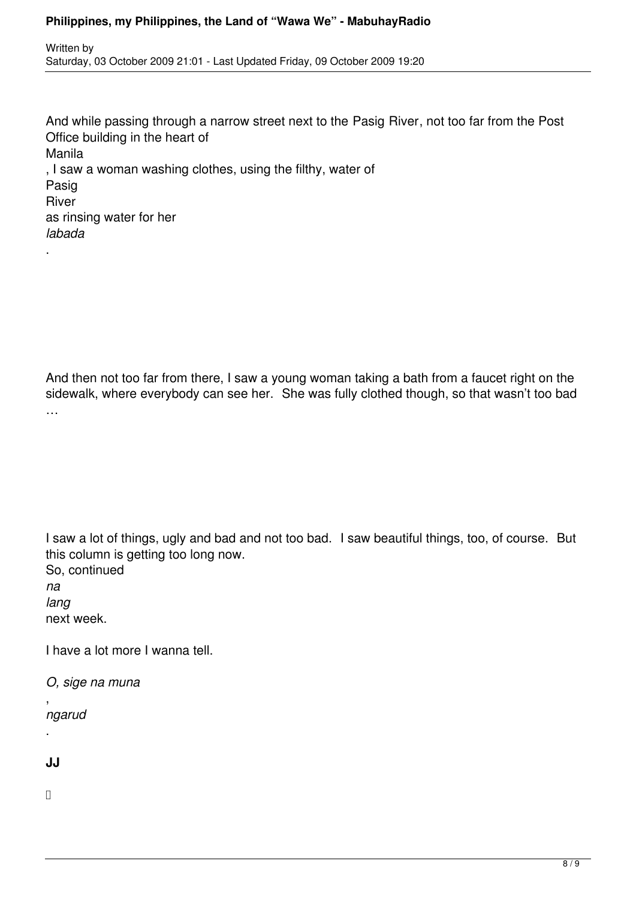And while passing through a narrow street next to the Pasig River, not too far from the Post Office building in the heart of Manila, I saw a woman washing clothes, using the filthy, water of Pasig River as rinsing water for her *labada*.

And then not too far from there, I saw a young woman taking a bath from a faucet right on the sidewalk, where everybody can see her. She was fully clothed though, so that wasn't too bad …

I saw a lot of things, ugly and bad and not too bad. I saw beautiful things, too, of course. But this column is getting too long now. So, continued *na lang* next week.

I have a lot more I wanna tell.

*O, sige na muna*, *ngarud*.

**JJ**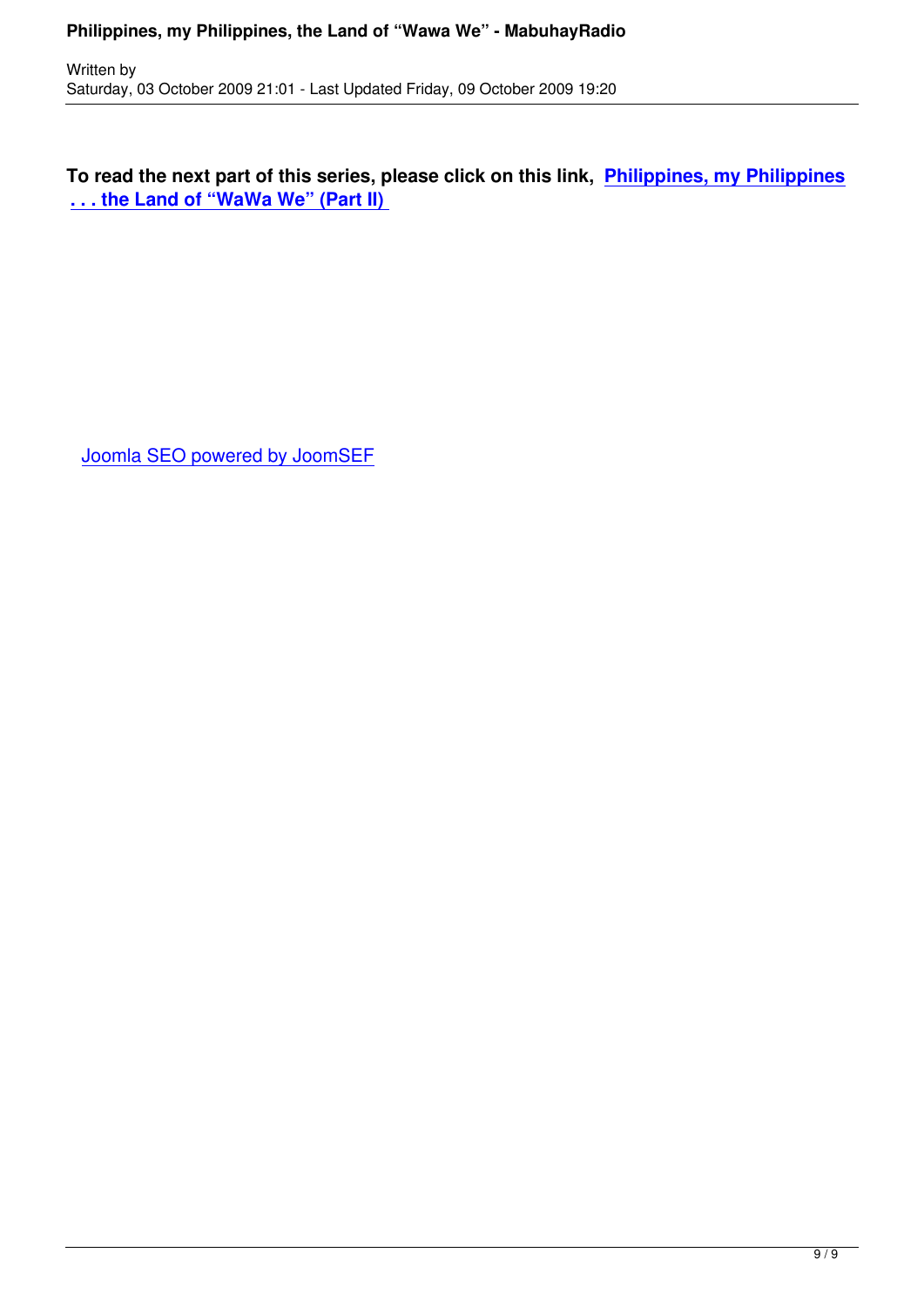**To read the next part of this series, please click on this link, Philippines, my Philippines . . . the Land of “WaWa We” (Part II)**

Joomla SEO powered by JoomSEF